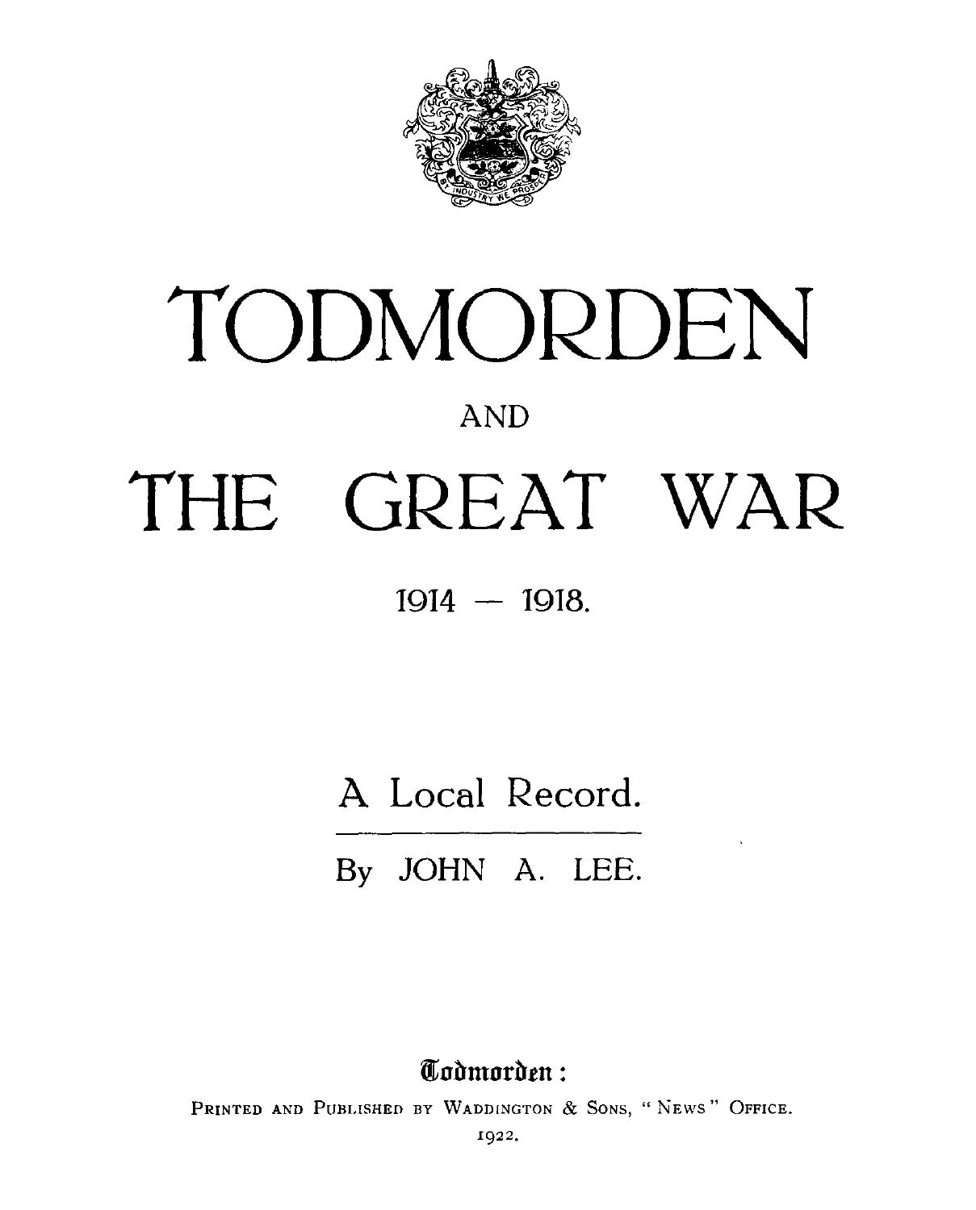# TODMORDEN

AND

# THE GREAT WAR

1914 — 1918.

## A Local Record.

By JOHN A. LEE.

Todmorden:

PRINTED AND PUBLISHED BY WADDINGTON & SONS, "NEWS" OFFICE.

1922.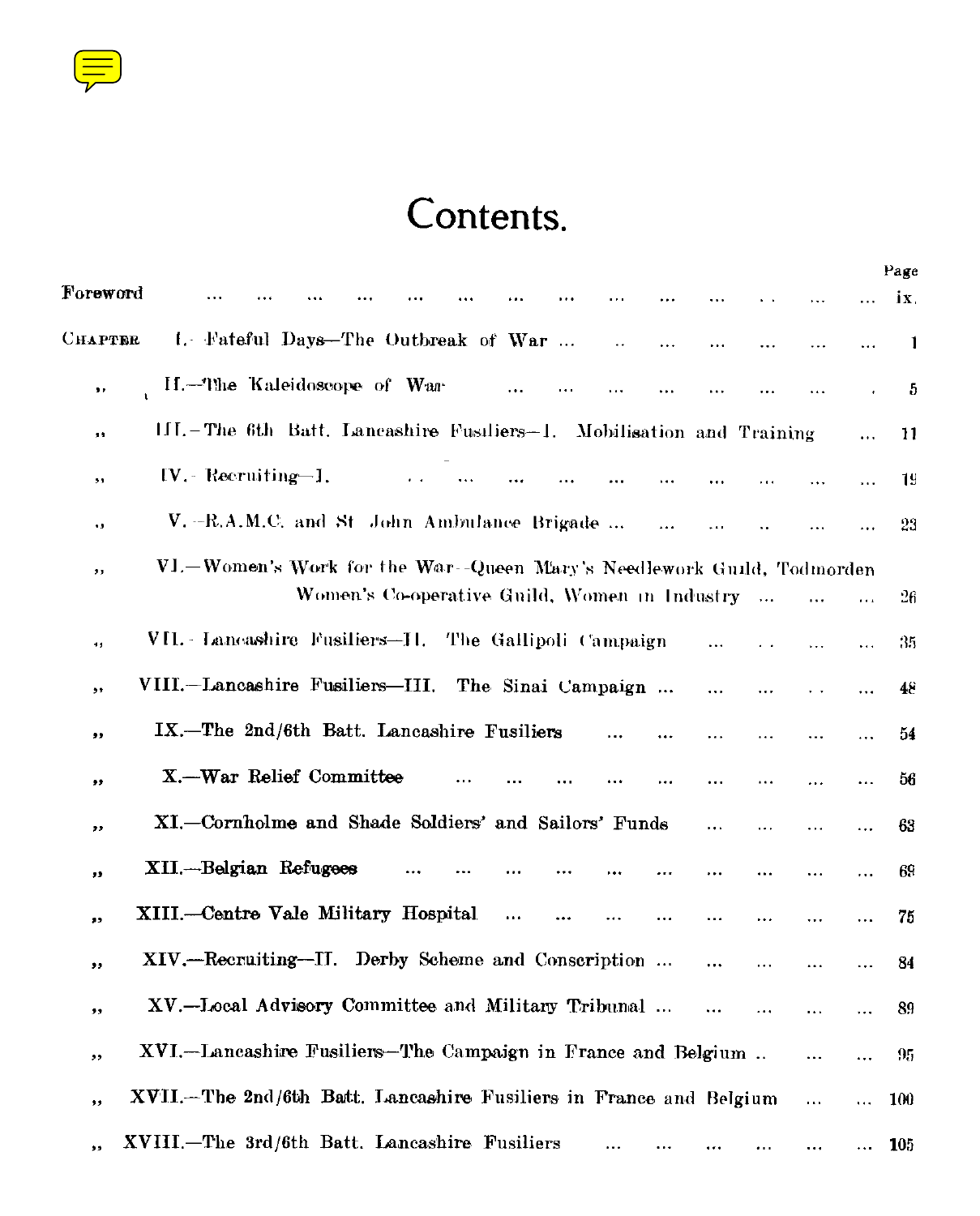# Contents.

| | | Page |
|---|---|---|
| Foreword | ... | ix. |
| CHAPTER | I.—Fateful Days—The Outbreak of War ... | 1 |
| ,, | II.—The Kaleidoscope of War ... | 5 |
| ,, | III.—The 6th Batt. Lancashire Fusiliers—I. Mobilisation and Training ... | 11 |
| ,, | IV.—Recruiting—I. ... | 19 |
| ,, | V.—R.A.M.C. and St John Ambulance Brigade ... | 23 |
| ,, | VI.—Women's Work for the War—Queen Mary's Needlework Guild, Todmorden Women's Co-operative Guild, Women in Industry ... | 26 |
| ,, | VII.—Lancashire Fusiliers—II. The Gallipoli Campaign ... | 35 |
| ,, | VIII.—Lancashire Fusiliers—III. The Sinai Campaign ... | 48 |
| ,, | IX.—The 2nd/6th Batt. Lancashire Fusiliers ... | 54 |
| ,, | X.—War Relief Committee ... | 56 |
| ,, | XI.—Cornholme and Shade Soldiers' and Sailors' Funds ... | 63 |
| ,, | XII.—Belgian Refugees ... | 69 |
| ,, | XIII.—Centre Vale Military Hospital ... | 75 |
| ,, | XIV.—Recruiting—II. Derby Scheme and Conscription ... | 84 |
| ,, | XV.—Local Advisory Committee and Military Tribunal ... | 89 |
| ,, | XVI.—Lancashire Fusiliers—The Campaign in France and Belgium .. | 95 |
| ,, | XVII.—The 2nd/6th Batt. Lancashire Fusiliers in France and Belgium ... | 100 |
| ,, | XVIII.—The 3rd/6th Batt. Lancashire Fusiliers ... | 105 |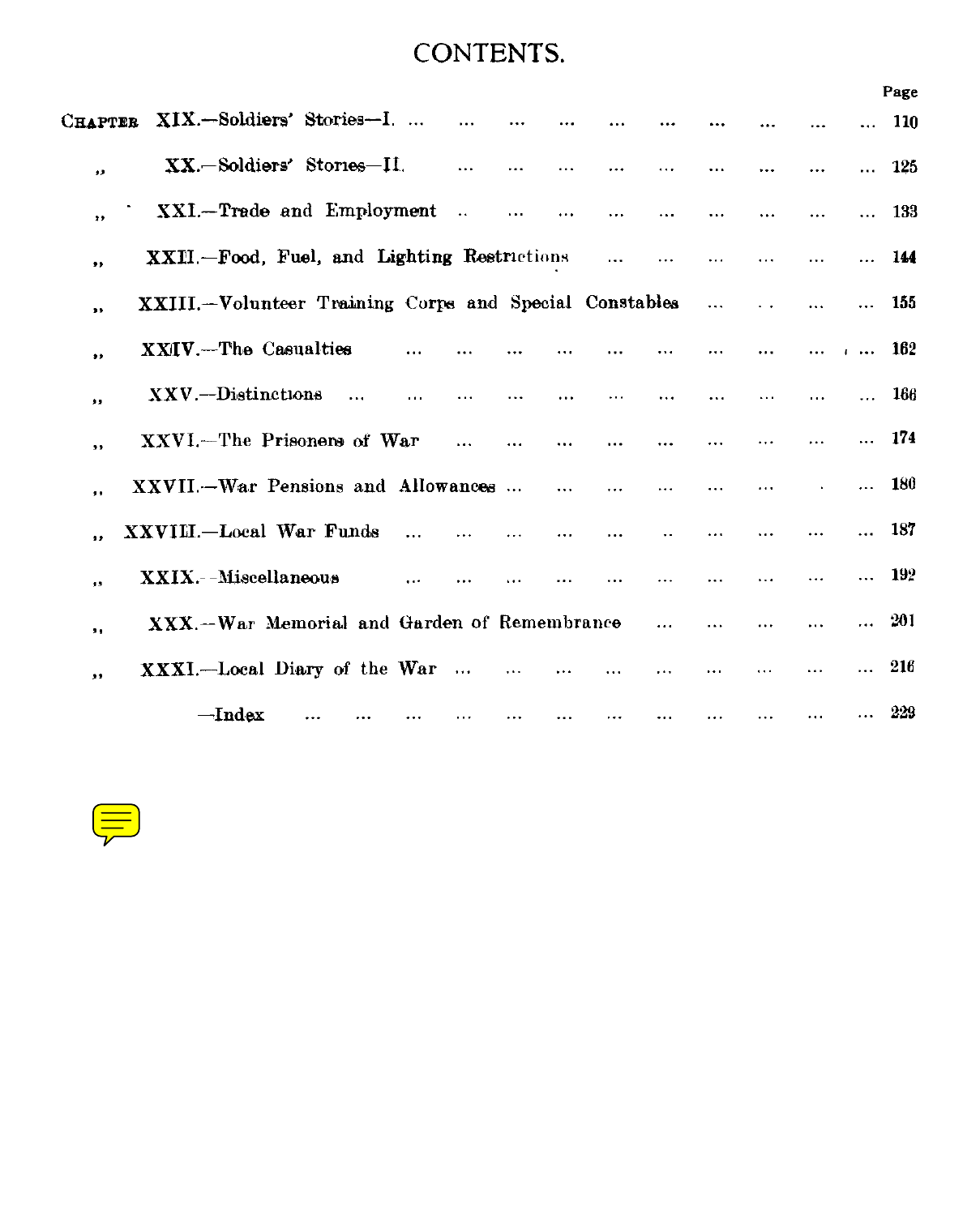# CONTENTS.

| | Page |
|---|---|
| CHAPTER XIX.—Soldiers' Stories—I. | 110 |
| ,, XX.—Soldiers' Stories—II. | 125 |
| ,, XXI.—Trade and Employment | 133 |
| ,, XXII.—Food, Fuel, and Lighting Restrictions | 144 |
| ,, XXIII.—Volunteer Training Corps and Special Constables | 155 |
| ,, XXIV.—The Casualties | 162 |
| ,, XXV.—Distinctions | 166 |
| ,, XXVI.—The Prisoners of War | 174 |
| ,, XXVII.—War Pensions and Allowances | 180 |
| ,, XXVIII.—Local War Funds | 187 |
| ,, XXIX.—Miscellaneous | 192 |
| ,, XXX.—War Memorial and Garden of Remembrance | 201 |
| ,, XXXI.—Local Diary of the War | 216 |
| —Index | 229 |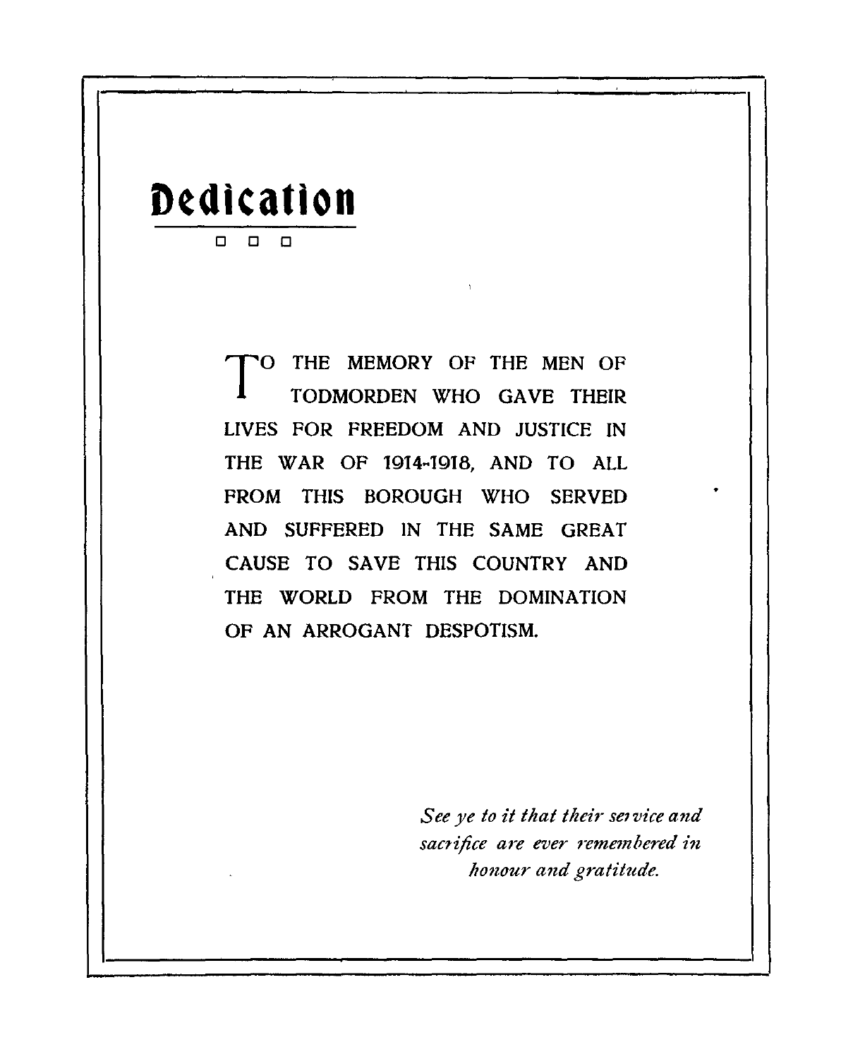# Dedication

□ □ □

TO THE MEMORY OF THE MEN OF TODMORDEN WHO GAVE THEIR LIVES FOR FREEDOM AND JUSTICE IN THE WAR OF 1914-1918, AND TO ALL FROM THIS BOROUGH WHO SERVED AND SUFFERED IN THE SAME GREAT CAUSE TO SAVE THIS COUNTRY AND THE WORLD FROM THE DOMINATION OF AN ARROGANT DESPOTISM.

*See ye to it that their service and sacrifice are ever remembered in honour and gratitude.*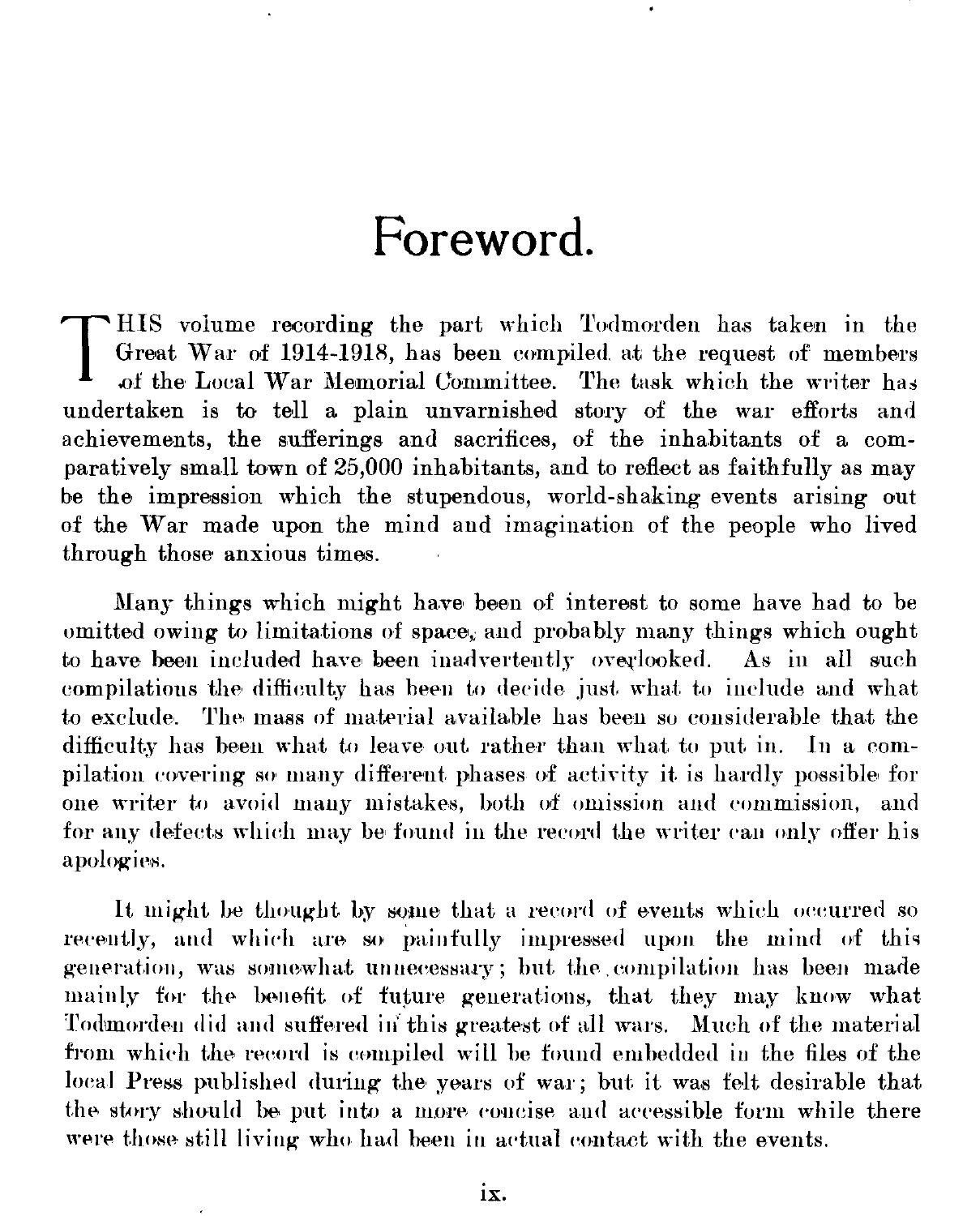# Foreword.

THIS volume recording the part which Todmorden has taken in the Great War of 1914-1918, has been compiled at the request of members of the Local War Memorial Committee. The task which the writer has undertaken is to tell a plain unvarnished story of the war efforts and achievements, the sufferings and sacrifices, of the inhabitants of a comparatively small town of 25,000 inhabitants, and to reflect as faithfully as may be the impression which the stupendous, world-shaking events arising out of the War made upon the mind and imagination of the people who lived through those anxious times.

Many things which might have been of interest to some have had to be omitted owing to limitations of space, and probably many things which ought to have been included have been inadvertently overlooked. As in all such compilations the difficulty has been to decide just what to include and what to exclude. The mass of material available has been so considerable that the difficulty has been what to leave out rather than what to put in. In a compilation covering so many different phases of activity it is hardly possible for one writer to avoid many mistakes, both of omission and commission, and for any defects which may be found in the record the writer can only offer his apologies.

It might be thought by some that a record of events which occurred so recently, and which are so painfully impressed upon the mind of this generation, was somewhat unnecessary; but the compilation has been made mainly for the benefit of future generations, that they may know what Todmorden did and suffered in this greatest of all wars. Much of the material from which the record is compiled will be found embedded in the files of the local Press published during the years of war; but it was felt desirable that the story should be put into a more concise and accessible form while there were those still living who had been in actual contact with the events.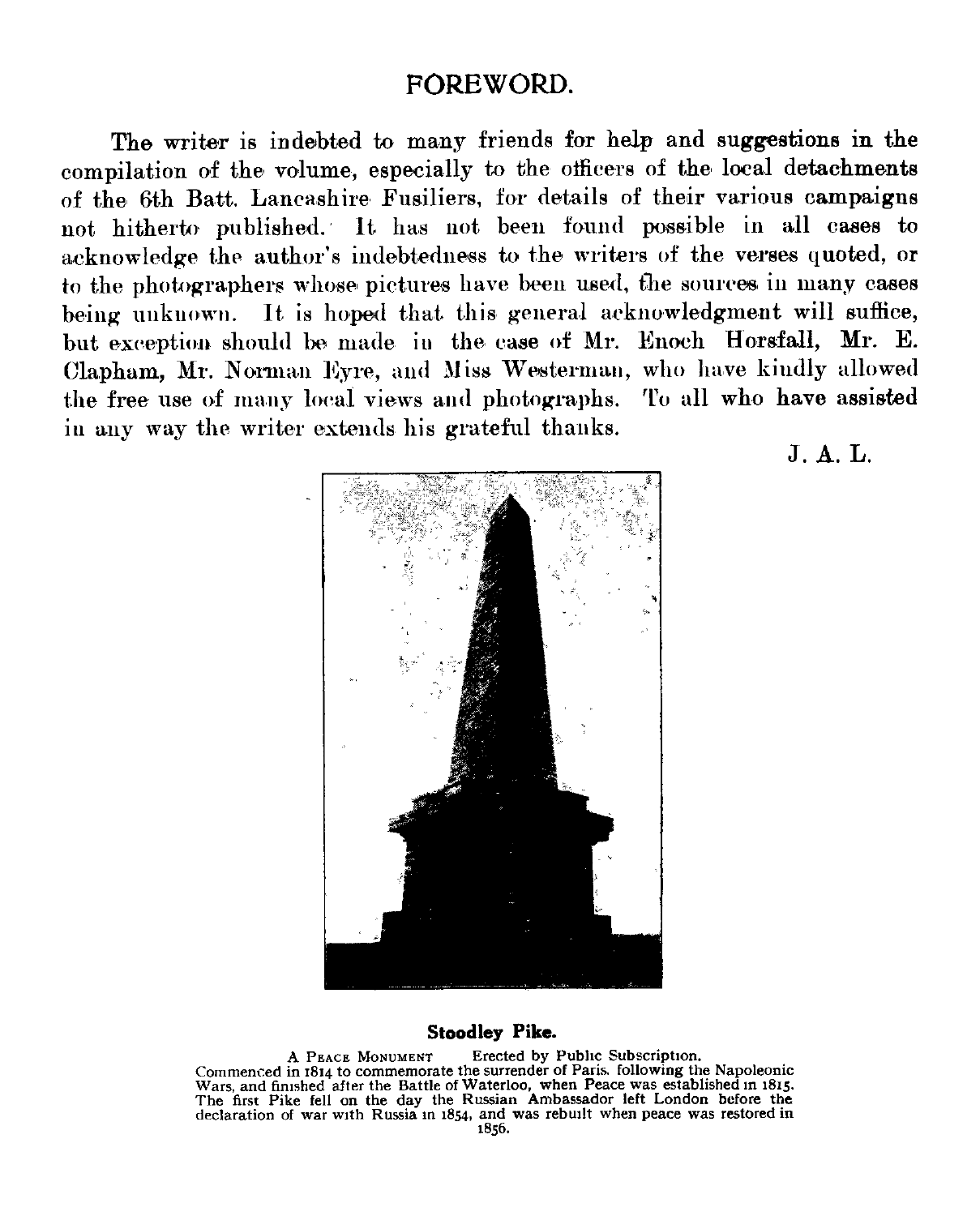# FOREWORD.

The writer is indebted to many friends for help and suggestions in the compilation of the volume, especially to the officers of the local detachments of the 6th Batt. Lancashire Fusiliers, for details of their various campaigns not hitherto published. It has not been found possible in all cases to acknowledge the author's indebtedness to the writers of the verses quoted, or to the photographers whose pictures have been used, the sources in many cases being unknown. It is hoped that this general acknowledgment will suffice, but exception should be made in the case of Mr. Enoch Horsfall, Mr. E. Clapham, Mr. Norman Eyre, and Miss Westerman, who have kindly allowed the free use of many local views and photographs. To all who have assisted in any way the writer extends his grateful thanks.

J. A. L.

**Stoodley Pike.**

A PEACE MONUMENT Erected by Public Subscription.
Commenced in 1814 to commemorate the surrender of Paris, following the Napoleonic Wars, and finished after the Battle of Waterloo, when Peace was established in 1815. The first Pike fell on the day the Russian Ambassador left London before the declaration of war with Russia in 1854, and was rebuilt when peace was restored in 1856.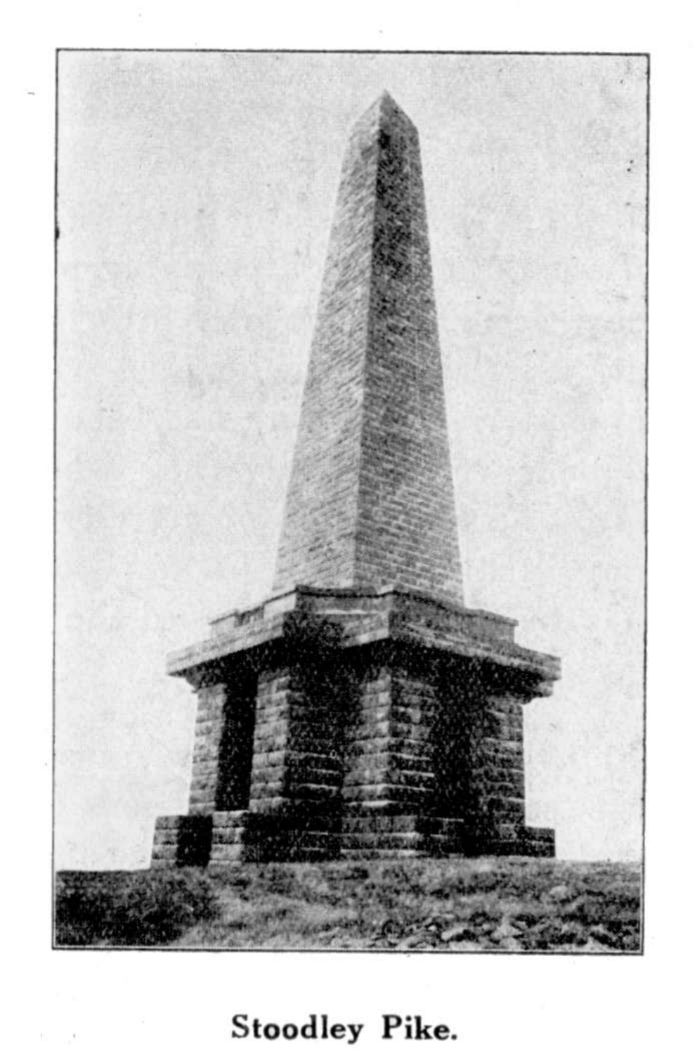Stoodley Pike.